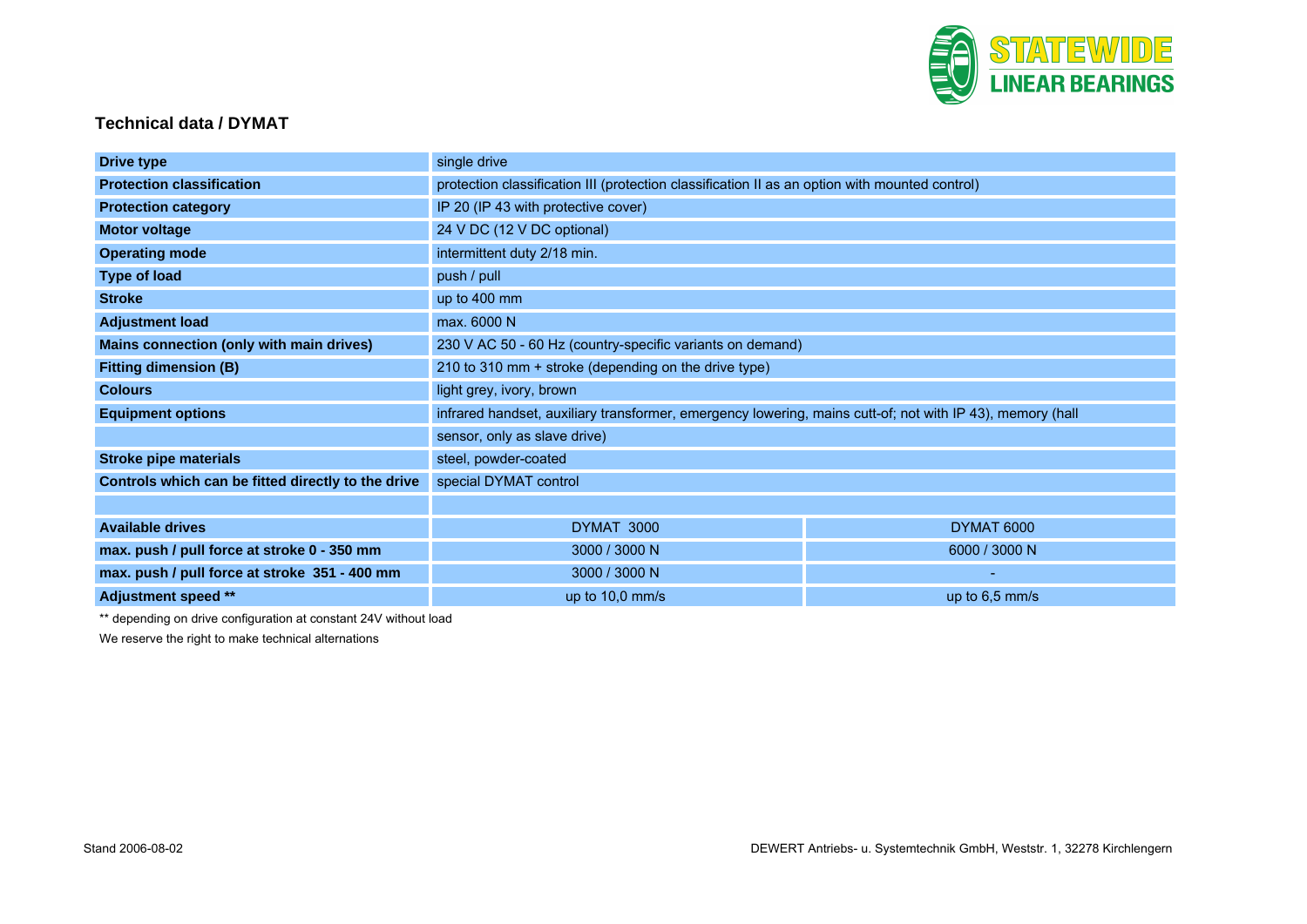## Technical data / DYMAT

| | | |
|---|---|---|
| **Drive type** | single drive | |
| **Protection classification** | protection classification III (protection classification II as an option with mounted control) | |
| **Protection category** | IP 20 (IP 43 with protective cover) | |
| **Motor voltage** | 24 V DC (12 V DC optional) | |
| **Operating mode** | intermittent duty 2/18 min. | |
| **Type of load** | push / pull | |
| **Stroke** | up to 400 mm | |
| **Adjustment load** | max. 6000 N | |
| **Mains connection (only with main drives)** | 230 V AC 50 - 60 Hz (country-specific variants on demand) | |
| **Fitting dimension (B)** | 210 to 310 mm + stroke (depending on the drive type) | |
| **Colours** | light grey, ivory, brown | |
| **Equipment options** | infrared handset, auxiliary transformer, emergency lowering, mains cut-of; not with IP 43), memory (hall sensor, only as slave drive) | |
| **Stroke pipe materials** | steel, powder-coated | |
| **Controls which can be fitted directly to the drive** | special DYMAT control | |
| | | |
| **Available drives** | DYMAT 3000 | DYMAT 6000 |
| **max. push / pull force at stroke 0 - 350 mm** | 3000 / 3000 N | 6000 / 3000 N |
| **max. push / pull force at stroke 351 - 400 mm** | 3000 / 3000 N | - |
| **Adjustment speed ** ** | up to 10,0 mm/s | up to 6,5 mm/s |

** depending on drive configuration at constant 24V without load

We reserve the right to make technical alternations

Stand 2006-08-02

DEWERT Antriebs- u. Systemtechnik GmbH, Weststr. 1, 32278 Kirchlengern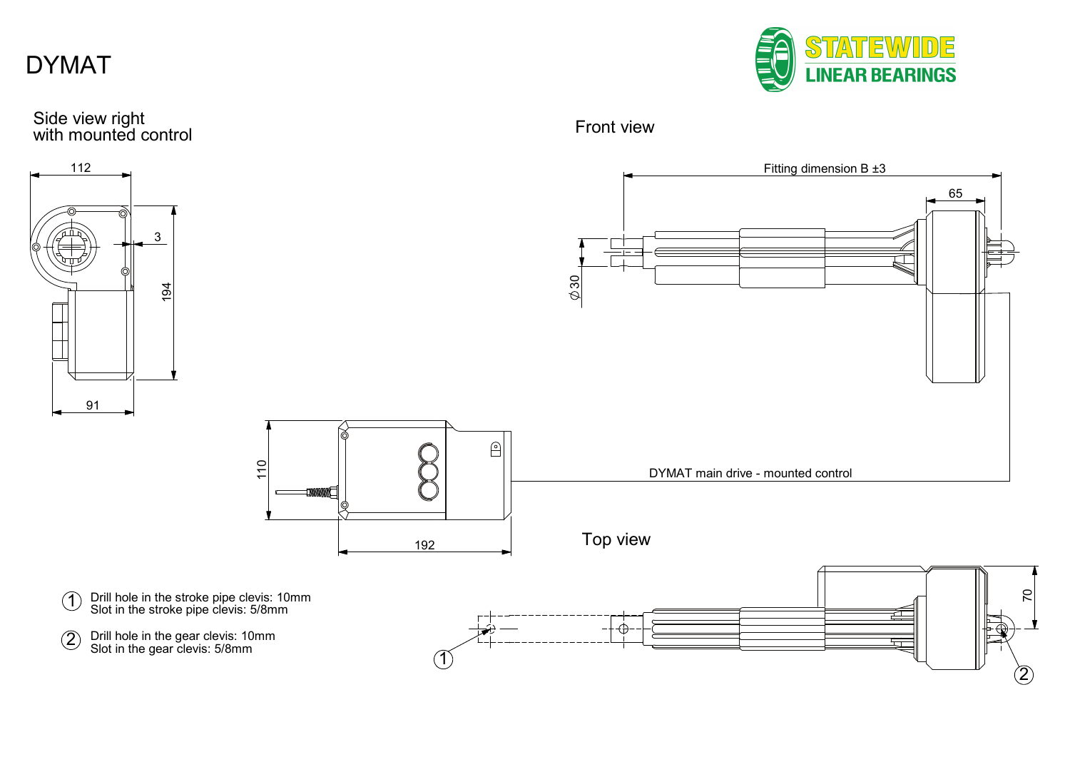# DYMAT

STATEWIDE LINEAR BEARINGS

## Side view right with mounted control

112

3

194

91

## Front view

Fitting dimension B ±3

65

∅30

110

192

DYMAT main drive - mounted control

## Top view

70

1. Drill hole in the stroke pipe clevis: 10mm
   Slot in the stroke pipe clevis: 5/8mm

2. Drill hole in the gear clevis: 10mm
   Slot in the gear clevis: 5/8mm